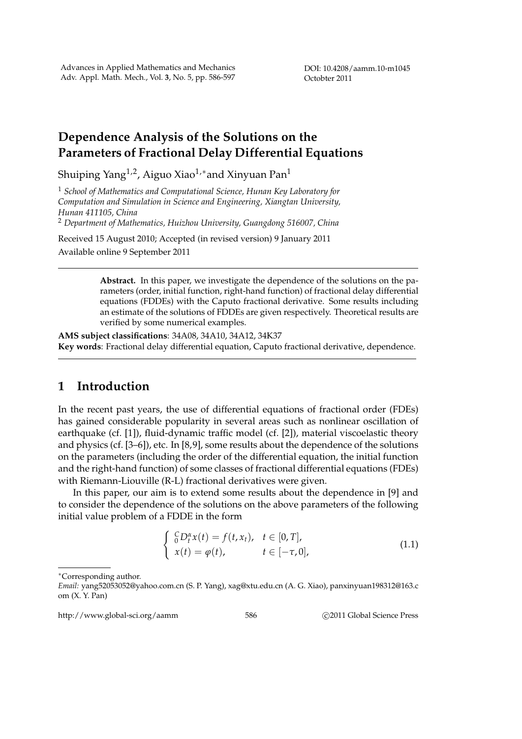# Dependence Analysis of the Solutions on the Parameters of Fractional Delay Differential Equations

Shuiping Yang[1,2], Aiguo Xiao[1,*] and Xinyuan Pan[1]

[1] *School of Mathematics and Computational Science, Hunan Key Laboratory for Computation and Simulation in Science and Engineering, Xiangtan University, Hunan 411105, China*

[2] *Department of Mathematics, Huizhou University, Guangdong 516007, China*

Received 15 August 2010; Accepted (in revised version) 9 January 2011

Available online 9 September 2011

---

> **Abstract.** In this paper, we investigate the dependence of the solutions on the parameters (order, initial function, right-hand function) of fractional delay differential equations (FDDEs) with the Caputo fractional derivative. Some results including an estimate of the solutions of FDDEs are given respectively. Theoretical results are verified by some numerical examples.

**AMS subject classifications**: 34A08, 34A10, 34A12, 34K37

**Key words**: Fractional delay differential equation, Caputo fractional derivative, dependence.

---

## 1 Introduction

In the recent past years, the use of differential equations of fractional order (FDEs) has gained considerable popularity in several areas such as nonlinear oscillation of earthquake (cf. [1]), fluid-dynamic traffic model (cf. [2]), material viscoelastic theory and physics (cf. [3–6]), etc. In [8,9], some results about the dependence of the solutions on the parameters (including the order of the differential equation, the initial function and the right-hand function) of some classes of fractional differential equations (FDEs) with Riemann-Liouville (R-L) fractional derivatives were given.

In this paper, our aim is to extend some results about the dependence in [9] and to consider the dependence of the solutions on the above parameters of the following initial value problem of a FDDE in the form

$$
\begin{cases} {}_0^C D_t^{\alpha} x(t) = f(t, x_t), & t \in [0, T], \\ x(t) = \varphi(t), & t \in [-\tau, 0], \end{cases} \tag{1.1}
$$

---

*Corresponding author.

*Email:* yang52053052@yahoo.com.cn (S. P. Yang), xag@xtu.edu.cn (A. G. Xiao), panxinyuan198312@163.com (X. Y. Pan)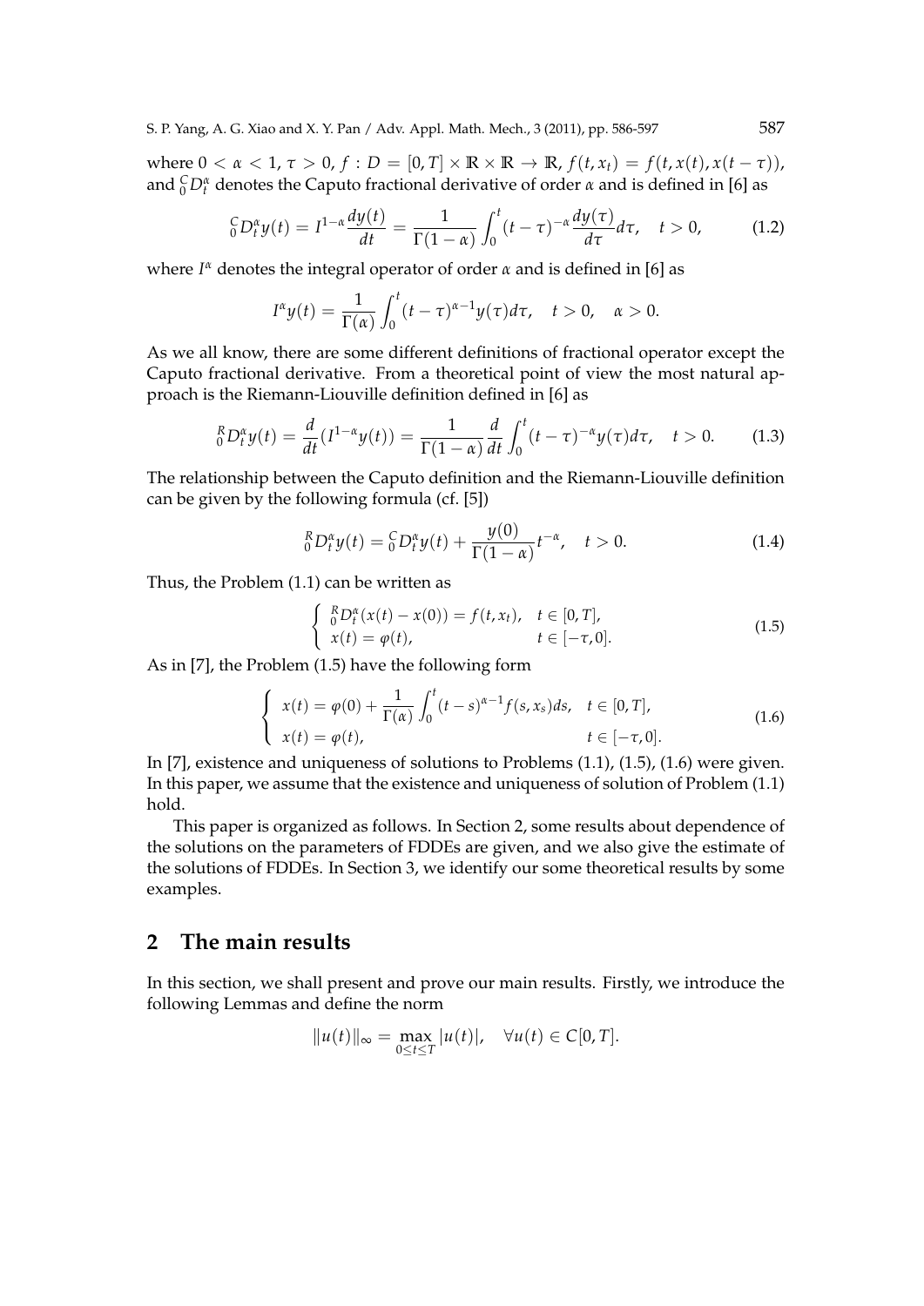where $0 < \alpha < 1$, $\tau > 0$, $f : D = [0, T] \times \mathbb{R} \times \mathbb{R} \to \mathbb{R}$, $f(t, x_t) = f(t, x(t), x(t - \tau))$, and ${}_0^C D_t^\alpha$ denotes the Caputo fractional derivative of order $\alpha$ and is defined in [6] as

$$
{}_0^C D_t^\alpha y(t) = I^{1-\alpha} \frac{dy(t)}{dt} = \frac{1}{\Gamma(1-\alpha)} \int_0^t (t-\tau)^{-\alpha} \frac{dy(\tau)}{d\tau} d\tau, \quad t > 0, \tag{1.2}
$$

where $I^\alpha$ denotes the integral operator of order $\alpha$ and is defined in [6] as

$$
I^\alpha y(t) = \frac{1}{\Gamma(\alpha)} \int_0^t (t-\tau)^{\alpha-1} y(\tau) d\tau, \quad t > 0, \quad \alpha > 0.
$$

As we all know, there are some different definitions of fractional operator except the Caputo fractional derivative. From a theoretical point of view the most natural approach is the Riemann-Liouville definition defined in [6] as

$$
{}_0^R D_t^\alpha y(t) = \frac{d}{dt}(I^{1-\alpha} y(t)) = \frac{1}{\Gamma(1-\alpha)} \frac{d}{dt} \int_0^t (t-\tau)^{-\alpha} y(\tau) d\tau, \quad t > 0. \tag{1.3}
$$

The relationship between the Caputo definition and the Riemann-Liouville definition can be given by the following formula (cf. [5])

$$
{}_0^R D_t^\alpha y(t) = {}_0^C D_t^\alpha y(t) + \frac{y(0)}{\Gamma(1-\alpha)} t^{-\alpha}, \quad t > 0. \tag{1.4}
$$

Thus, the Problem (1.1) can be written as

$$
\begin{cases} {}_0^R D_t^\alpha (x(t) - x(0)) = f(t, x_t), & t \in [0, T], \\ x(t) = \varphi(t), & t \in [-\tau, 0]. \end{cases} \tag{1.5}
$$

As in [7], the Problem (1.5) have the following form

$$
\begin{cases} x(t) = \varphi(0) + \dfrac{1}{\Gamma(\alpha)} \displaystyle\int_0^t (t-s)^{\alpha-1} f(s, x_s) ds, & t \in [0, T], \\ x(t) = \varphi(t), & t \in [-\tau, 0]. \end{cases} \tag{1.6}
$$

In [7], existence and uniqueness of solutions to Problems (1.1), (1.5), (1.6) were given. In this paper, we assume that the existence and uniqueness of solution of Problem (1.1) hold.

This paper is organized as follows. In Section 2, some results about dependence of the solutions on the parameters of FDDEs are given, and we also give the estimate of the solutions of FDDEs. In Section 3, we identify our some theoretical results by some examples.

## 2 The main results

In this section, we shall present and prove our main results. Firstly, we introduce the following Lemmas and define the norm

$$
\|u(t)\|_\infty = \max_{0 \le t \le T} |u(t)|, \quad \forall u(t) \in C[0, T].
$$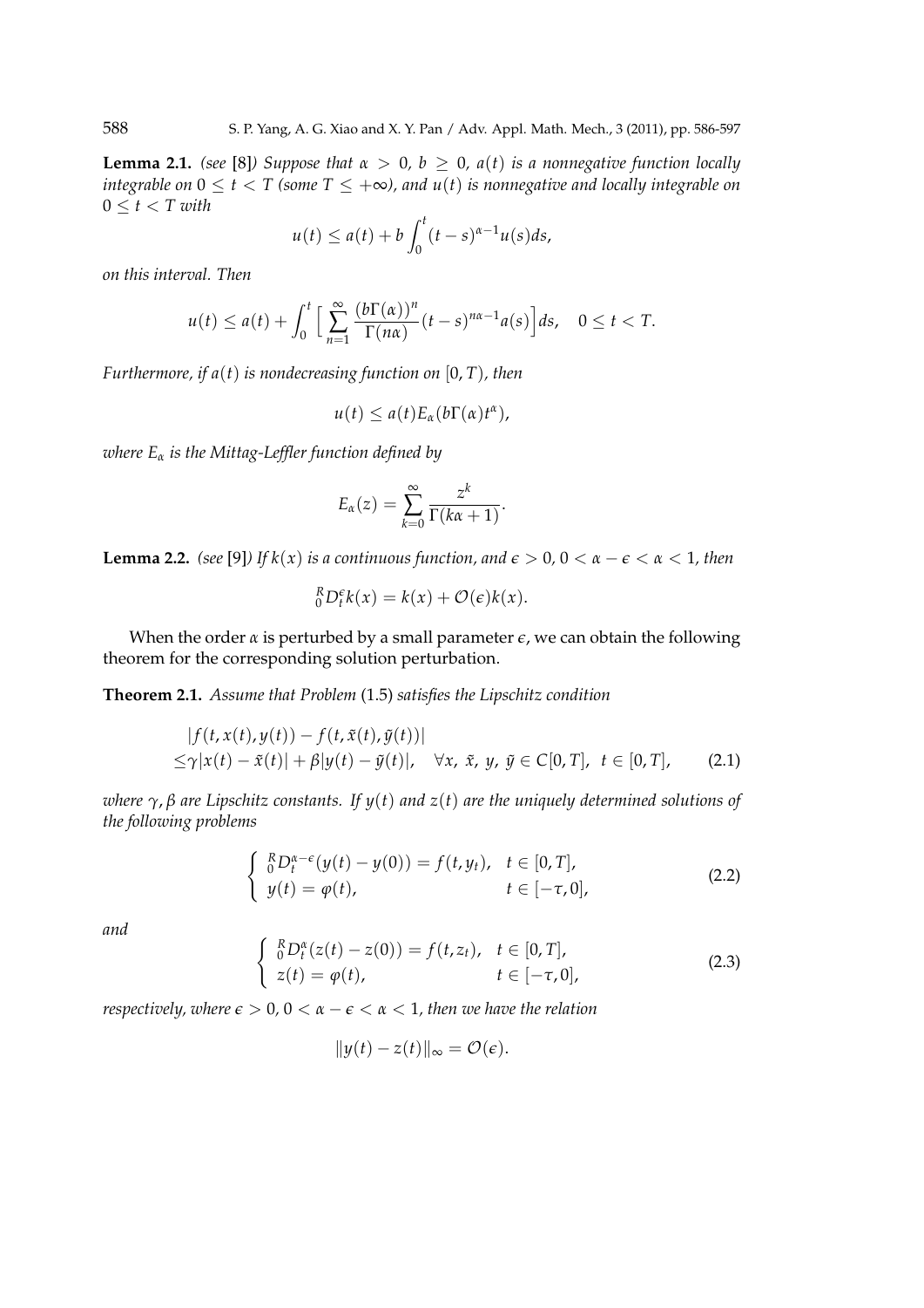**Lemma 2.1.** *(see [8]) Suppose that $\alpha > 0$, $b \geq 0$, $a(t)$ is a nonnegative function locally integrable on $0 \leq t < T$ (some $T \leq +\infty$), and $u(t)$ is nonnegative and locally integrable on $0 \leq t < T$ with*

$$u(t) \leq a(t) + b\int_0^t (t-s)^{\alpha-1}u(s)ds,$$

*on this interval. Then*

$$u(t) \leq a(t) + \int_0^t \Big[\sum_{n=1}^{\infty} \frac{(b\Gamma(\alpha))^n}{\Gamma(n\alpha)}(t-s)^{n\alpha-1}a(s)\Big]ds, \quad 0 \leq t < T.$$

*Furthermore, if $a(t)$ is nondecreasing function on $[0, T)$, then*

$$u(t) \leq a(t)E_\alpha(b\Gamma(\alpha)t^\alpha),$$

*where $E_\alpha$ is the Mittag-Leffler function defined by*

$$E_\alpha(z) = \sum_{k=0}^{\infty} \frac{z^k}{\Gamma(k\alpha+1)}.$$

**Lemma 2.2.** *(see [9]) If $k(x)$ is a continuous function, and $\epsilon > 0$, $0 < \alpha - \epsilon < \alpha < 1$, then*

$${}_0^R D_t^\epsilon k(x) = k(x) + \mathcal{O}(\epsilon)k(x).$$

When the order $\alpha$ is perturbed by a small parameter $\epsilon$, we can obtain the following theorem for the corresponding solution perturbation.

**Theorem 2.1.** *Assume that Problem (1.5) satisfies the Lipschitz condition*

$$\begin{aligned} &|f(t, x(t), y(t)) - f(t, \tilde{x}(t), \tilde{y}(t))| \\ \leq &\gamma|x(t) - \tilde{x}(t)| + \beta|y(t) - \tilde{y}(t)|, \quad \forall x,\ \tilde{x},\ y,\ \tilde{y} \in C[0, T],\ \ t \in [0, T], \end{aligned} \tag{2.1}$$

*where $\gamma, \beta$ are Lipschitz constants. If $y(t)$ and $z(t)$ are the uniquely determined solutions of the following problems*

$$\begin{cases} {}_0^R D_t^{\alpha-\epsilon}(y(t) - y(0)) = f(t, y_t), & t \in [0, T], \\ y(t) = \varphi(t), & t \in [-\tau, 0], \end{cases} \tag{2.2}$$

*and*

$$\begin{cases} {}_0^R D_t^{\alpha}(z(t) - z(0)) = f(t, z_t), & t \in [0, T], \\ z(t) = \varphi(t), & t \in [-\tau, 0], \end{cases} \tag{2.3}$$

*respectively, where $\epsilon > 0$, $0 < \alpha - \epsilon < \alpha < 1$, then we have the relation*

$$\|y(t) - z(t)\|_\infty = \mathcal{O}(\epsilon).$$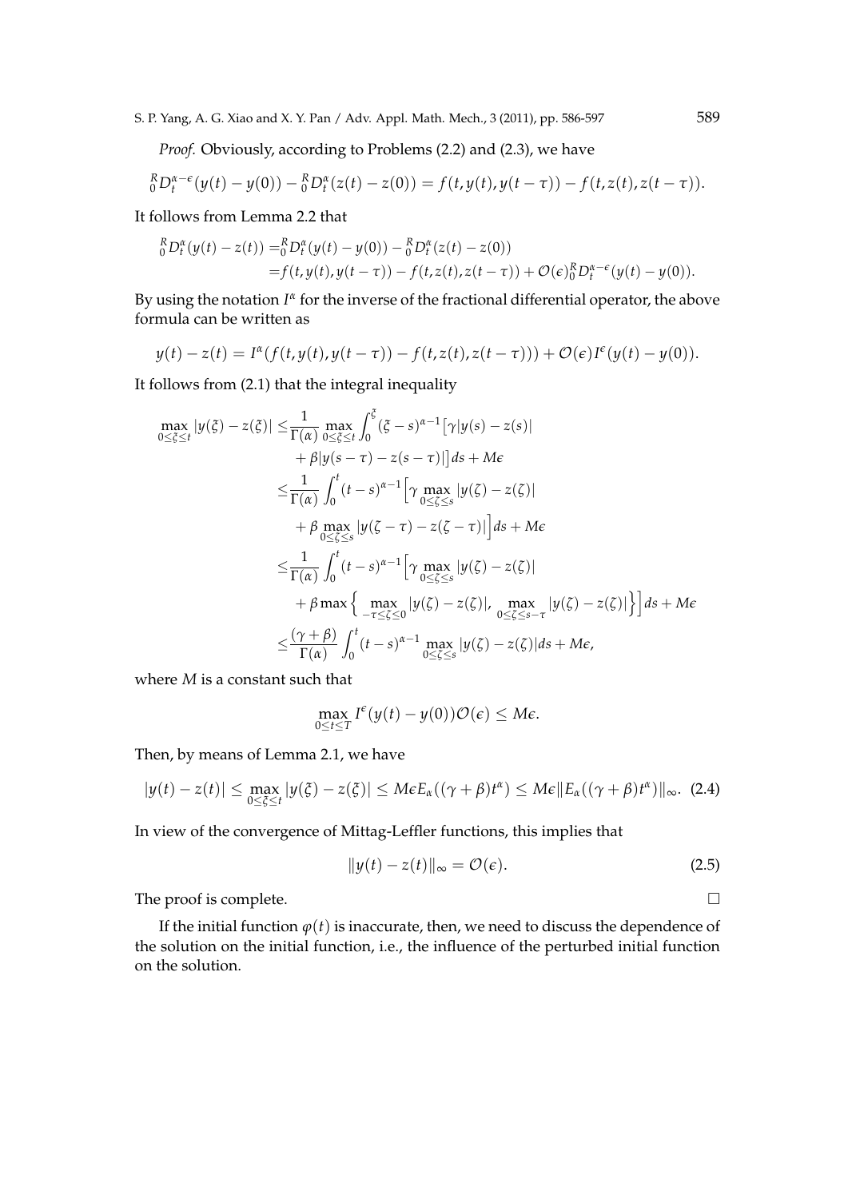*Proof.* Obviously, according to Problems (2.2) and (2.3), we have

$$
{}_0^R D_t^{\alpha-\epsilon}(y(t)-y(0)) - {}_0^R D_t^{\alpha}(z(t)-z(0)) = f(t,y(t),y(t-\tau)) - f(t,z(t),z(t-\tau)).
$$

It follows from Lemma 2.2 that

$$
\begin{aligned}
{}_0^R D_t^{\alpha}(y(t)-z(t)) =& {}_0^R D_t^{\alpha}(y(t)-y(0)) - {}_0^R D_t^{\alpha}(z(t)-z(0)) \\
=& f(t,y(t),y(t-\tau)) - f(t,z(t),z(t-\tau)) + \mathcal{O}(\epsilon){}_0^R D_t^{\alpha-\epsilon}(y(t)-y(0)).
\end{aligned}
$$

By using the notation $I^\alpha$ for the inverse of the fractional differential operator, the above formula can be written as

$$
y(t)-z(t) = I^\alpha\big(f(t,y(t),y(t-\tau)) - f(t,z(t),z(t-\tau))\big) + \mathcal{O}(\epsilon)I^\epsilon(y(t)-y(0)).
$$

It follows from (2.1) that the integral inequality

$$
\begin{aligned}
\max_{0\le\xi\le t}|y(\xi)-z(\xi)| \le& \frac{1}{\Gamma(\alpha)}\max_{0\le\xi\le t}\int_0^\xi(\xi-s)^{\alpha-1}\big[\gamma|y(s)-z(s)| \\
&+\beta|y(s-\tau)-z(s-\tau)|\big]ds + M\epsilon \\
\le& \frac{1}{\Gamma(\alpha)}\int_0^t(t-s)^{\alpha-1}\Big[\gamma\max_{0\le\zeta\le s}|y(\zeta)-z(\zeta)| \\
&+\beta\max_{0\le\zeta\le s}|y(\zeta-\tau)-z(\zeta-\tau)|\Big]ds + M\epsilon \\
\le& \frac{1}{\Gamma(\alpha)}\int_0^t(t-s)^{\alpha-1}\Big[\gamma\max_{0\le\zeta\le s}|y(\zeta)-z(\zeta)| \\
&+\beta\max\Big\{\max_{-\tau\le\zeta\le 0}|y(\zeta)-z(\zeta)|,\ \max_{0\le\zeta\le s-\tau}|y(\zeta)-z(\zeta)|\Big\}\Big]ds + M\epsilon \\
\le& \frac{(\gamma+\beta)}{\Gamma(\alpha)}\int_0^t(t-s)^{\alpha-1}\max_{0\le\zeta\le s}|y(\zeta)-z(\zeta)|ds + M\epsilon,
\end{aligned}
$$

where $M$ is a constant such that

$$
\max_{0\le t\le T} I^\epsilon(y(t)-y(0))\mathcal{O}(\epsilon) \le M\epsilon.
$$

Then, by means of Lemma 2.1, we have

$$
|y(t)-z(t)| \le \max_{0\le\xi\le t}|y(\xi)-z(\xi)| \le M\epsilon E_\alpha((\gamma+\beta)t^\alpha) \le M\epsilon\|E_\alpha((\gamma+\beta)t^\alpha)\|_\infty. \tag{2.4}
$$

In view of the convergence of Mittag-Leffler functions, this implies that

$$
\|y(t)-z(t)\|_\infty = \mathcal{O}(\epsilon). \tag{2.5}
$$

The proof is complete. □

If the initial function $\varphi(t)$ is inaccurate, then, we need to discuss the dependence of the solution on the initial function, i.e., the influence of the perturbed initial function on the solution.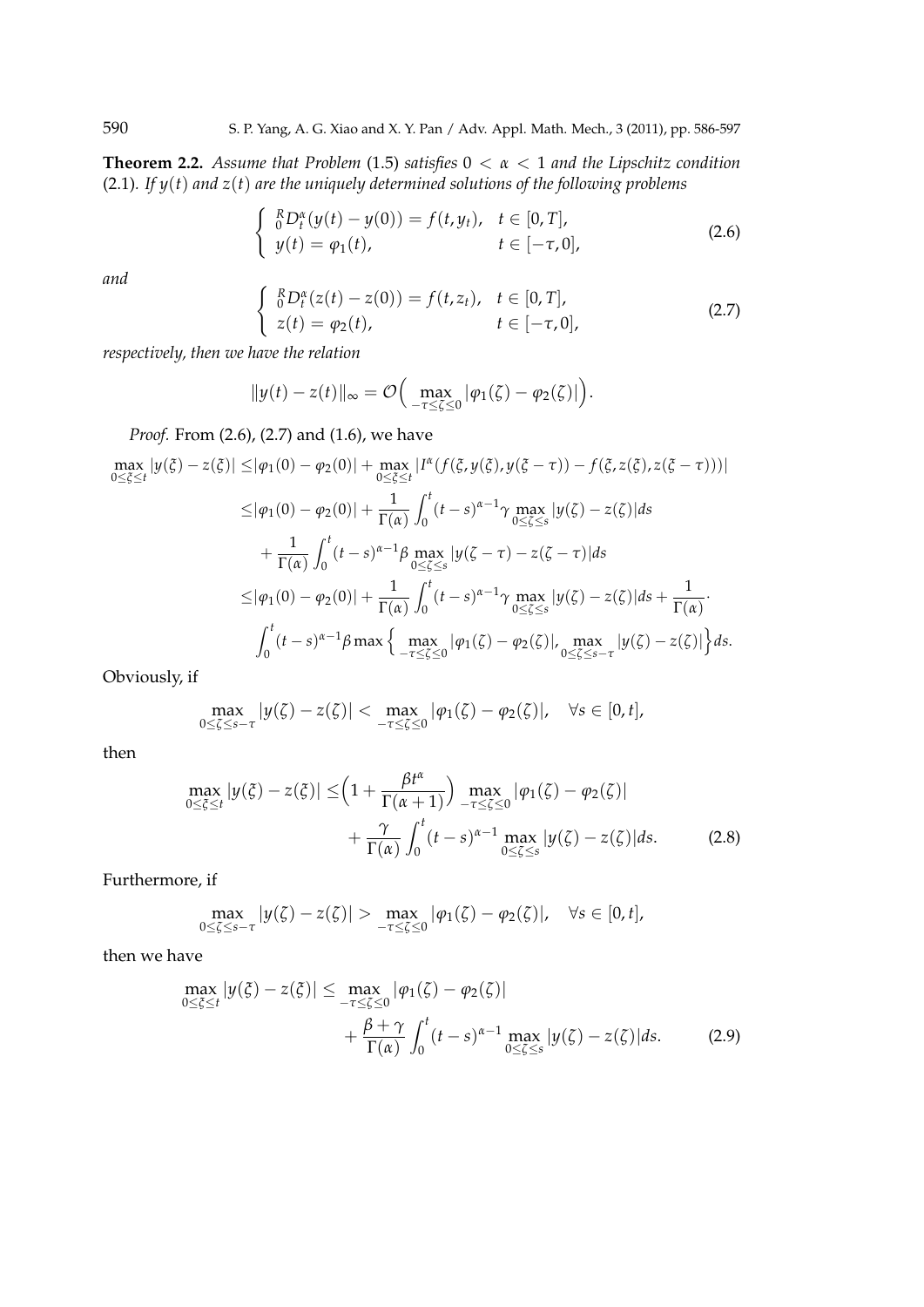**Theorem 2.2.** *Assume that Problem* (1.5) *satisfies* $0 < \alpha < 1$ *and the Lipschitz condition* (2.1)*. If* $y(t)$ *and* $z(t)$ *are the uniquely determined solutions of the following problems*

$$\begin{cases} {}_0^R D_t^\alpha (y(t) - y(0)) = f(t, y_t), & t \in [0, T], \\ y(t) = \varphi_1(t), & t \in [-\tau, 0], \end{cases} \tag{2.6}$$

*and*

$$\begin{cases} {}_0^R D_t^\alpha (z(t) - z(0)) = f(t, z_t), & t \in [0, T], \\ z(t) = \varphi_2(t), & t \in [-\tau, 0], \end{cases} \tag{2.7}$$

*respectively, then we have the relation*

$$\|y(t) - z(t)\|_\infty = \mathcal{O}\Big( \max_{-\tau \le \zeta \le 0} |\varphi_1(\zeta) - \varphi_2(\zeta)| \Big).$$

*Proof.* From (2.6), (2.7) and (1.6), we have

$$\begin{aligned}
\max_{0 \le \xi \le t} |y(\xi) - z(\xi)| \le & |\varphi_1(0) - \varphi_2(0)| + \max_{0 \le \xi \le t} |I^\alpha (f(\xi, y(\xi), y(\xi - \tau)) - f(\xi, z(\xi), z(\xi - \tau)))| \\
\le & |\varphi_1(0) - \varphi_2(0)| + \frac{1}{\Gamma(\alpha)} \int_0^t (t-s)^{\alpha - 1} \gamma \max_{0 \le \zeta \le s} |y(\zeta) - z(\zeta)| ds \\
& + \frac{1}{\Gamma(\alpha)} \int_0^t (t-s)^{\alpha - 1} \beta \max_{0 \le \zeta \le s} |y(\zeta - \tau) - z(\zeta - \tau)| ds \\
\le & |\varphi_1(0) - \varphi_2(0)| + \frac{1}{\Gamma(\alpha)} \int_0^t (t-s)^{\alpha - 1} \gamma \max_{0 \le \zeta \le s} |y(\zeta) - z(\zeta)| ds + \frac{1}{\Gamma(\alpha)} \cdot \\
& \int_0^t (t-s)^{\alpha - 1} \beta \max \Big\{ \max_{-\tau \le \zeta \le 0} |\varphi_1(\zeta) - \varphi_2(\zeta)|, \max_{0 \le \zeta \le s - \tau} |y(\zeta) - z(\zeta)| \Big\} ds.
\end{aligned}$$

Obviously, if

$$\max_{0 \le \zeta \le s - \tau} |y(\zeta) - z(\zeta)| < \max_{-\tau \le \zeta \le 0} |\varphi_1(\zeta) - \varphi_2(\zeta)|, \quad \forall s \in [0, t],$$

then

$$\begin{aligned}
\max_{0 \le \xi \le t} |y(\xi) - z(\xi)| \le & \Big( 1 + \frac{\beta t^\alpha}{\Gamma(\alpha + 1)} \Big) \max_{-\tau \le \zeta \le 0} |\varphi_1(\zeta) - \varphi_2(\zeta)| \\
& + \frac{\gamma}{\Gamma(\alpha)} \int_0^t (t-s)^{\alpha - 1} \max_{0 \le \zeta \le s} |y(\zeta) - z(\zeta)| ds.
\end{aligned} \tag{2.8}$$

Furthermore, if

$$\max_{0 \le \zeta \le s - \tau} |y(\zeta) - z(\zeta)| > \max_{-\tau \le \zeta \le 0} |\varphi_1(\zeta) - \varphi_2(\zeta)|, \quad \forall s \in [0, t],$$

then we have

$$\begin{aligned}
\max_{0 \le \xi \le t} |y(\xi) - z(\xi)| \le & \max_{-\tau \le \zeta \le 0} |\varphi_1(\zeta) - \varphi_2(\zeta)| \\
& + \frac{\beta + \gamma}{\Gamma(\alpha)} \int_0^t (t-s)^{\alpha - 1} \max_{0 \le \zeta \le s} |y(\zeta) - z(\zeta)| ds.
\end{aligned} \tag{2.9}$$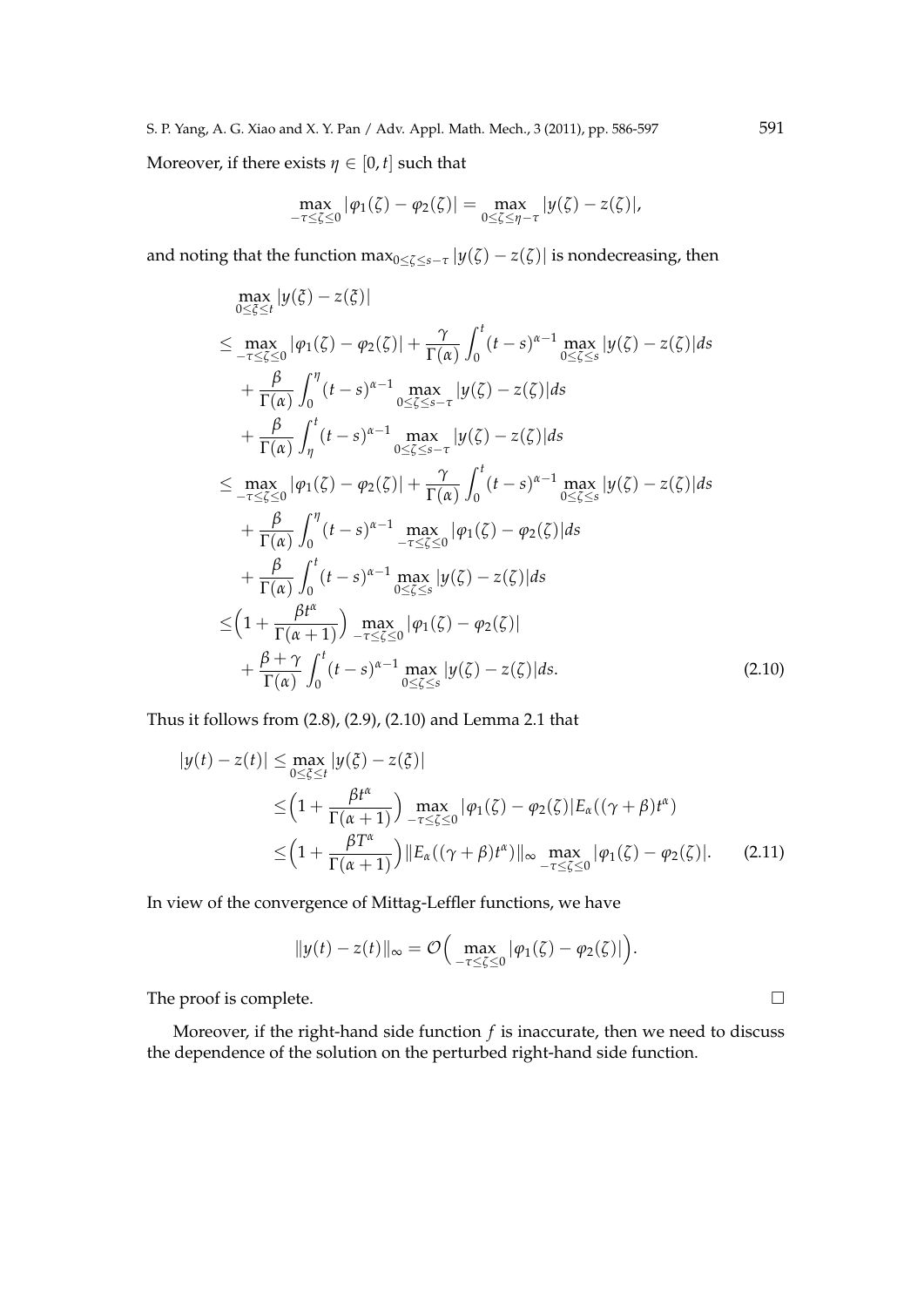Moreover, if there exists $\eta \in [0, t]$ such that

$$\max_{-\tau \leq \zeta \leq 0} |\varphi_1(\zeta) - \varphi_2(\zeta)| = \max_{0 \leq \zeta \leq \eta - \tau} |y(\zeta) - z(\zeta)|,$$

and noting that the function $\max_{0 \leq \zeta \leq s-\tau} |y(\zeta) - z(\zeta)|$ is nondecreasing, then

$$\begin{aligned}
&\max_{0 \leq \xi \leq t} |y(\xi) - z(\xi)| \\
\leq & \max_{-\tau \leq \zeta \leq 0} |\varphi_1(\zeta) - \varphi_2(\zeta)| + \frac{\gamma}{\Gamma(\alpha)} \int_0^t (t-s)^{\alpha-1} \max_{0 \leq \zeta \leq s} |y(\zeta) - z(\zeta)| ds \\
& + \frac{\beta}{\Gamma(\alpha)} \int_0^\eta (t-s)^{\alpha-1} \max_{0 \leq \zeta \leq s-\tau} |y(\zeta) - z(\zeta)| ds \\
& + \frac{\beta}{\Gamma(\alpha)} \int_\eta^t (t-s)^{\alpha-1} \max_{0 \leq \zeta \leq s-\tau} |y(\zeta) - z(\zeta)| ds \\
\leq & \max_{-\tau \leq \zeta \leq 0} |\varphi_1(\zeta) - \varphi_2(\zeta)| + \frac{\gamma}{\Gamma(\alpha)} \int_0^t (t-s)^{\alpha-1} \max_{0 \leq \zeta \leq s} |y(\zeta) - z(\zeta)| ds \\
& + \frac{\beta}{\Gamma(\alpha)} \int_0^\eta (t-s)^{\alpha-1} \max_{-\tau \leq \zeta \leq 0} |\varphi_1(\zeta) - \varphi_2(\zeta)| ds \\
& + \frac{\beta}{\Gamma(\alpha)} \int_0^t (t-s)^{\alpha-1} \max_{0 \leq \zeta \leq s} |y(\zeta) - z(\zeta)| ds \\
\leq & \Big(1 + \frac{\beta t^\alpha}{\Gamma(\alpha+1)}\Big) \max_{-\tau \leq \zeta \leq 0} |\varphi_1(\zeta) - \varphi_2(\zeta)| \\
& + \frac{\beta + \gamma}{\Gamma(\alpha)} \int_0^t (t-s)^{\alpha-1} \max_{0 \leq \zeta \leq s} |y(\zeta) - z(\zeta)| ds. 
\end{aligned} \tag{2.10}$$

Thus it follows from (2.8), (2.9), (2.10) and Lemma 2.1 that

$$\begin{aligned}
|y(t) - z(t)| \leq & \max_{0 \leq \xi \leq t} |y(\xi) - z(\xi)| \\
\leq & \Big(1 + \frac{\beta t^\alpha}{\Gamma(\alpha+1)}\Big) \max_{-\tau \leq \zeta \leq 0} |\varphi_1(\zeta) - \varphi_2(\zeta)| E_\alpha((\gamma+\beta)t^\alpha) \\
\leq & \Big(1 + \frac{\beta T^\alpha}{\Gamma(\alpha+1)}\Big) \|E_\alpha((\gamma+\beta)t^\alpha)\|_\infty \max_{-\tau \leq \zeta \leq 0} |\varphi_1(\zeta) - \varphi_2(\zeta)|. 
\end{aligned} \tag{2.11}$$

In view of the convergence of Mittag-Leffler functions, we have

$$\|y(t) - z(t)\|_\infty = \mathcal{O}\Big(\max_{-\tau \leq \zeta \leq 0} |\varphi_1(\zeta) - \varphi_2(\zeta)|\Big).$$

The proof is complete. □

Moreover, if the right-hand side function $f$ is inaccurate, then we need to discuss the dependence of the solution on the perturbed right-hand side function.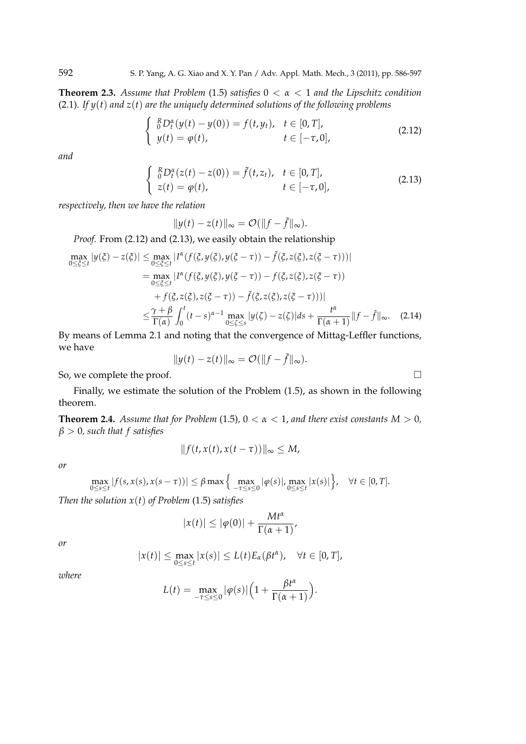**Theorem 2.3.** *Assume that Problem* (1.5) *satisfies* $0 < \alpha < 1$ *and the Lipschitz condition* (2.1). *If* $y(t)$ *and* $z(t)$ *are the uniquely determined solutions of the following problems*

$$\begin{cases} {}_0^R D_t^\alpha (y(t) - y(0)) = f(t, y_t), & t \in [0, T], \\ y(t) = \varphi(t), & t \in [-\tau, 0], \end{cases} \tag{2.12}$$

*and*

$$\begin{cases} {}_0^R D_t^\alpha (z(t) - z(0)) = \tilde{f}(t, z_t), & t \in [0, T], \\ z(t) = \varphi(t), & t \in [-\tau, 0], \end{cases} \tag{2.13}$$

*respectively, then we have the relation*

$$\|y(t) - z(t)\|_\infty = \mathcal{O}(\|f - \tilde{f}\|_\infty).$$

*Proof.* From (2.12) and (2.13), we easily obtain the relationship

$$\begin{aligned}
\max_{0 \le \xi \le t} |y(\xi) - z(\xi)| &\le \max_{0 \le \xi \le t} |I^\alpha (f(\xi, y(\xi), y(\xi - \tau)) - \tilde{f}(\xi, z(\xi), z(\xi - \tau)))| \\
&= \max_{0 \le \xi \le t} |I^\alpha (f(\xi, y(\xi), y(\xi - \tau)) - f(\xi, z(\xi), z(\xi - \tau)) \\
&\quad + f(\xi, z(\xi), z(\xi - \tau)) - \tilde{f}(\xi, z(\xi), z(\xi - \tau)))| \\
&\le \frac{\gamma + \beta}{\Gamma(\alpha)} \int_0^t (t - s)^{\alpha - 1} \max_{0 \le \zeta \le s} |y(\zeta) - z(\zeta)| ds + \frac{t^\alpha}{\Gamma(\alpha + 1)} \|f - \tilde{f}\|_\infty. \quad (2.14)
\end{aligned}$$

By means of Lemma 2.1 and noting that the convergence of Mittag-Leffler functions, we have

$$\|y(t) - z(t)\|_\infty = \mathcal{O}(\|f - \tilde{f}\|_\infty).$$

So, we complete the proof. $\square$

Finally, we estimate the solution of the Problem (1.5), as shown in the following theorem.

**Theorem 2.4.** *Assume that for Problem* (1.5), $0 < \alpha < 1$, *and there exist constants* $M > 0$, $\beta > 0$, *such that* $f$ *satisfies*

$$\|f(t, x(t), x(t - \tau))\|_\infty \le M,$$

*or*

$$\max_{0 \le s \le t} |f(s, x(s), x(s - \tau))| \le \beta \max\Big\{ \max_{-\tau \le s \le 0} |\varphi(s)|, \max_{0 \le s \le t} |x(s)| \Big\}, \quad \forall t \in [0, T].$$

*Then the solution* $x(t)$ *of Problem* (1.5) *satisfies*

$$|x(t)| \le |\varphi(0)| + \frac{M t^\alpha}{\Gamma(\alpha + 1)},$$

*or*

$$|x(t)| \le \max_{0 \le s \le t} |x(s)| \le L(t) E_\alpha(\beta t^\alpha), \quad \forall t \in [0, T],$$

*where*

$$L(t) = \max_{-\tau \le s \le 0} |\varphi(s)| \Big(1 + \frac{\beta t^\alpha}{\Gamma(\alpha + 1)}\Big).$$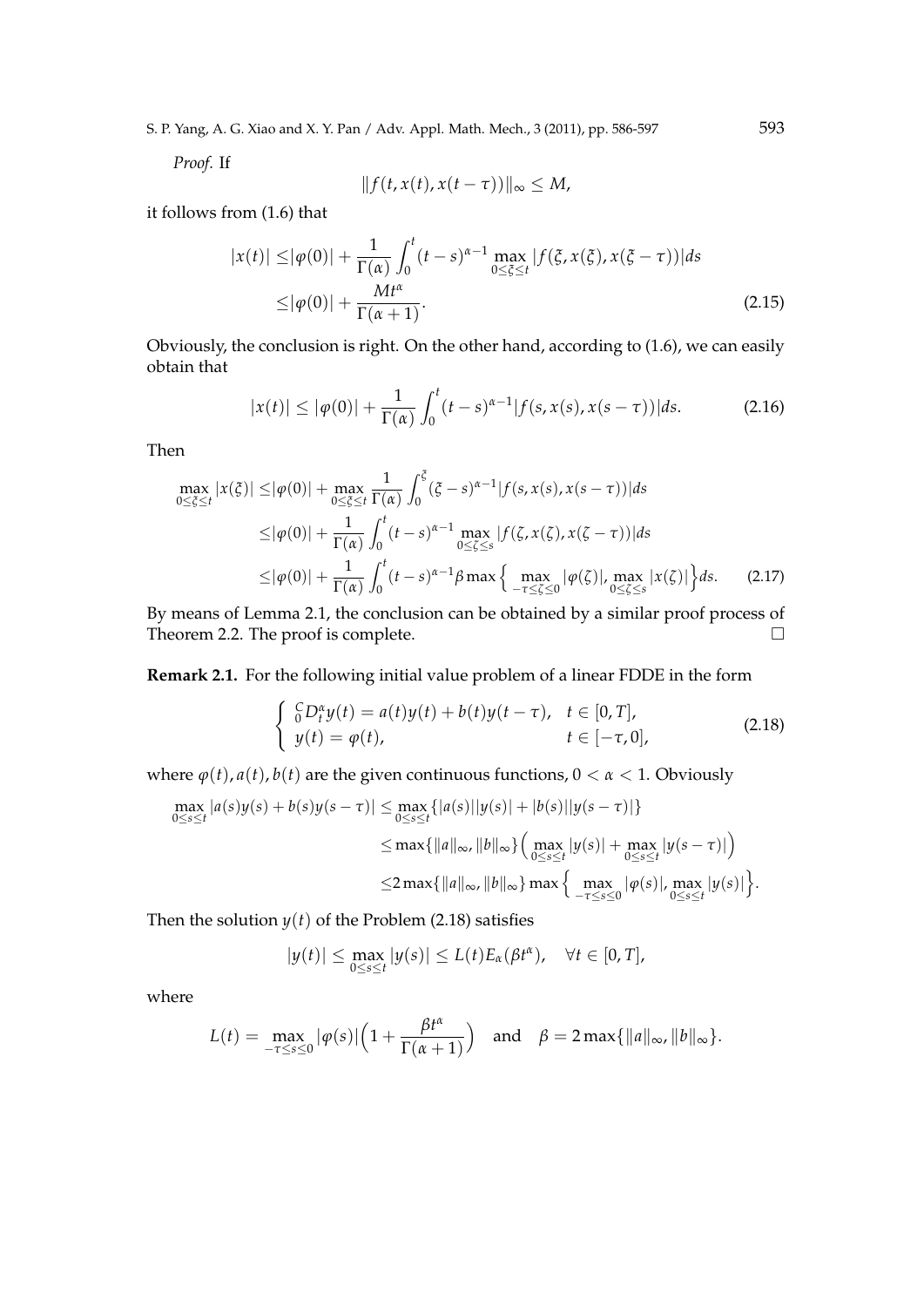*Proof.* If

$$\|f(t, x(t), x(t-\tau))\|_\infty \leq M,$$

it follows from (1.6) that

$$\begin{aligned}
|x(t)| \leq & |\varphi(0)| + \frac{1}{\Gamma(\alpha)} \int_0^t (t-s)^{\alpha-1} \max_{0 \leq \xi \leq t} |f(\xi, x(\xi), x(\xi-\tau))| ds \\
\leq & |\varphi(0)| + \frac{Mt^\alpha}{\Gamma(\alpha+1)}.
\end{aligned} \tag{2.15}$$

Obviously, the conclusion is right. On the other hand, according to (1.6), we can easily obtain that

$$|x(t)| \leq |\varphi(0)| + \frac{1}{\Gamma(\alpha)} \int_0^t (t-s)^{\alpha-1} |f(s, x(s), x(s-\tau))| ds. \tag{2.16}$$

Then

$$\begin{aligned}
\max_{0 \leq \xi \leq t} |x(\xi)| \leq & |\varphi(0)| + \max_{0 \leq \xi \leq t} \frac{1}{\Gamma(\alpha)} \int_0^\xi (\xi - s)^{\alpha-1} |f(s, x(s), x(s-\tau))| ds \\
\leq & |\varphi(0)| + \frac{1}{\Gamma(\alpha)} \int_0^t (t-s)^{\alpha-1} \max_{0 \leq \zeta \leq s} |f(\zeta, x(\zeta), x(\zeta-\tau))| ds \\
\leq & |\varphi(0)| + \frac{1}{\Gamma(\alpha)} \int_0^t (t-s)^{\alpha-1} \beta \max \Big\{ \max_{-\tau \leq \zeta \leq 0} |\varphi(\zeta)|, \max_{0 \leq \zeta \leq s} |x(\zeta)| \Big\} ds.
\end{aligned} \tag{2.17}$$

By means of Lemma 2.1, the conclusion can be obtained by a similar proof process of Theorem 2.2. The proof is complete. $\square$

**Remark 2.1.** For the following initial value problem of a linear FDDE in the form

$$\begin{cases} {}_0^C D_t^\alpha y(t) = a(t)y(t) + b(t)y(t-\tau), & t \in [0, T], \\ y(t) = \varphi(t), & t \in [-\tau, 0], \end{cases} \tag{2.18}$$

where $\varphi(t), a(t), b(t)$ are the given continuous functions, $0 < \alpha < 1$. Obviously

$$\begin{aligned}
\max_{0 \leq s \leq t} |a(s)y(s) + b(s)y(s-\tau)| \leq & \max_{0 \leq s \leq t} \{|a(s)||y(s)| + |b(s)||y(s-\tau)|\} \\
\leq & \max\{\|a\|_\infty, \|b\|_\infty\} \Big( \max_{0 \leq s \leq t} |y(s)| + \max_{0 \leq s \leq t} |y(s-\tau)| \Big) \\
\leq & 2 \max\{\|a\|_\infty, \|b\|_\infty\} \max \Big\{ \max_{-\tau \leq s \leq 0} |\varphi(s)|, \max_{0 \leq s \leq t} |y(s)| \Big\}.
\end{aligned}$$

Then the solution $y(t)$ of the Problem (2.18) satisfies

$$|y(t)| \leq \max_{0 \leq s \leq t} |y(s)| \leq L(t) E_\alpha(\beta t^\alpha), \quad \forall t \in [0, T],$$

where

$$L(t) = \max_{-\tau \leq s \leq 0} |\varphi(s)| \Big( 1 + \frac{\beta t^\alpha}{\Gamma(\alpha+1)} \Big) \quad \text{and} \quad \beta = 2 \max\{\|a\|_\infty, \|b\|_\infty\}.$$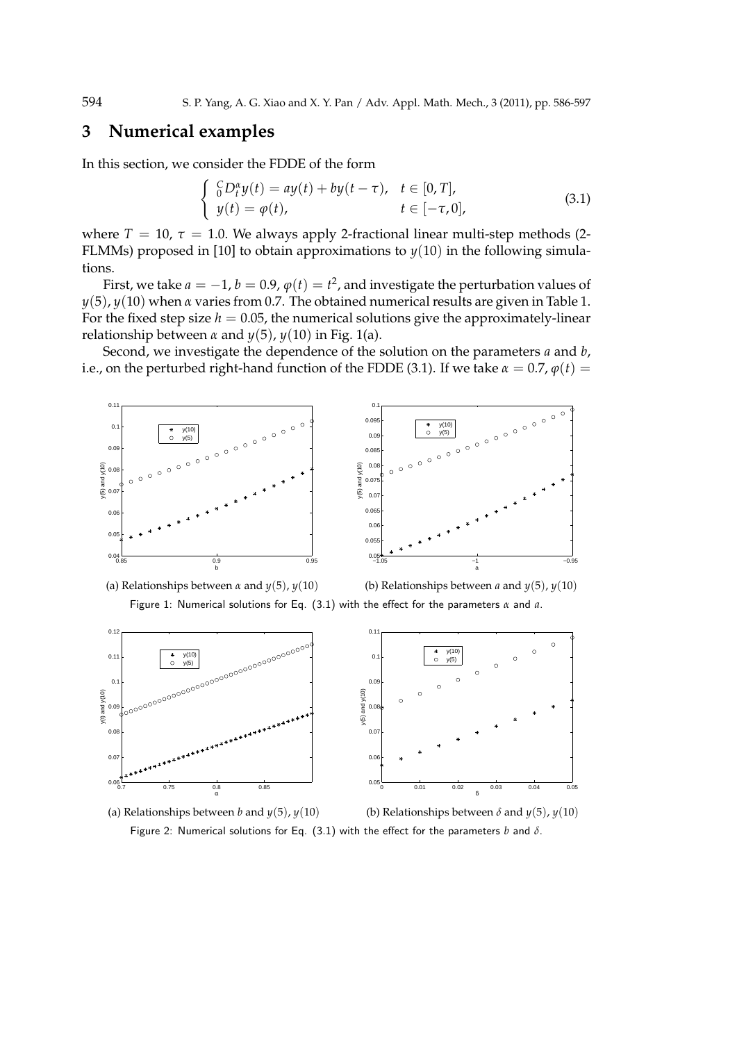## 3 Numerical examples

In this section, we consider the FDDE of the form

$$\begin{cases} {}_0^C D_t^\alpha y(t) = ay(t) + by(t-\tau), & t \in [0, T], \\ y(t) = \varphi(t), & t \in [-\tau, 0], \end{cases} \tag{3.1}$$

where $T = 10$, $\tau = 1.0$. We always apply 2-fractional linear multi-step methods (2-FLMMs) proposed in [10] to obtain approximations to $y(10)$ in the following simulations.

First, we take $a = -1$, $b = 0.9$, $\varphi(t) = t^2$, and investigate the perturbation values of $y(5)$, $y(10)$ when $\alpha$ varies from 0.7. The obtained numerical results are given in Table 1. For the fixed step size $h = 0.05$, the numerical solutions give the approximately-linear relationship between $\alpha$ and $y(5)$, $y(10)$ in Fig. 1(a).

Second, we investigate the dependence of the solution on the parameters $a$ and $b$, i.e., on the perturbed right-hand function of the FDDE (3.1). If we take $\alpha = 0.7$, $\varphi(t) =$

(a) Relationships between $\alpha$ and $y(5)$, $y(10)$

(b) Relationships between $a$ and $y(5)$, $y(10)$

Figure 1: Numerical solutions for Eq. (3.1) with the effect for the parameters $\alpha$ and $a$.

(a) Relationships between $b$ and $y(5)$, $y(10)$

(b) Relationships between $\delta$ and $y(5)$, $y(10)$

Figure 2: Numerical solutions for Eq. (3.1) with the effect for the parameters $b$ and $\delta$.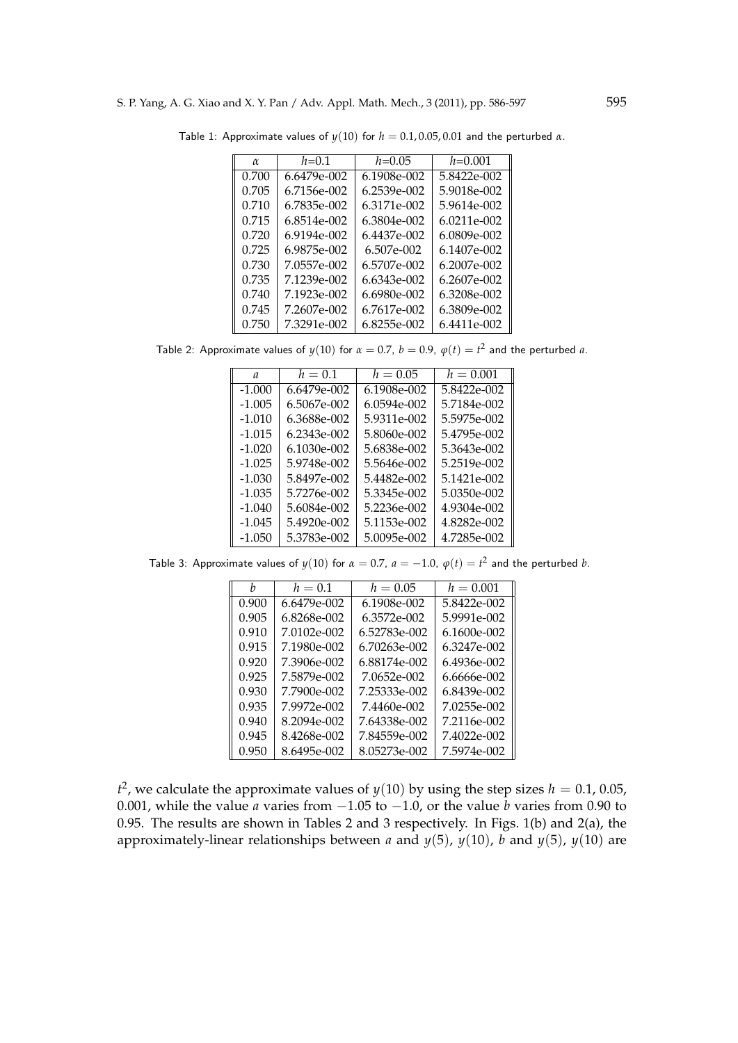Table 1: Approximate values of $y(10)$ for $h = 0.1, 0.05, 0.01$ and the perturbed $\alpha$.

| $\alpha$ | $h$=0.1 | $h$=0.05 | $h$=0.001 |
|---|---|---|---|
| 0.700 | 6.6479e-002 | 6.1908e-002 | 5.8422e-002 |
| 0.705 | 6.7156e-002 | 6.2539e-002 | 5.9018e-002 |
| 0.710 | 6.7835e-002 | 6.3171e-002 | 5.9614e-002 |
| 0.715 | 6.8514e-002 | 6.3804e-002 | 6.0211e-002 |
| 0.720 | 6.9194e-002 | 6.4437e-002 | 6.0809e-002 |
| 0.725 | 6.9875e-002 | 6.507e-002 | 6.1407e-002 |
| 0.730 | 7.0557e-002 | 6.5707e-002 | 6.2007e-002 |
| 0.735 | 7.1239e-002 | 6.6343e-002 | 6.2607e-002 |
| 0.740 | 7.1923e-002 | 6.6980e-002 | 6.3208e-002 |
| 0.745 | 7.2607e-002 | 6.7617e-002 | 6.3809e-002 |
| 0.750 | 7.3291e-002 | 6.8255e-002 | 6.4411e-002 |

Table 2: Approximate values of $y(10)$ for $\alpha = 0.7$, $b = 0.9$, $\varphi(t) = t^2$ and the perturbed $a$.

| $a$ | $h = 0.1$ | $h = 0.05$ | $h = 0.001$ |
|---|---|---|---|
| -1.000 | 6.6479e-002 | 6.1908e-002 | 5.8422e-002 |
| -1.005 | 6.5067e-002 | 6.0594e-002 | 5.7184e-002 |
| -1.010 | 6.3688e-002 | 5.9311e-002 | 5.5975e-002 |
| -1.015 | 6.2343e-002 | 5.8060e-002 | 5.4795e-002 |
| -1.020 | 6.1030e-002 | 5.6838e-002 | 5.3643e-002 |
| -1.025 | 5.9748e-002 | 5.5646e-002 | 5.2519e-002 |
| -1.030 | 5.8497e-002 | 5.4482e-002 | 5.1421e-002 |
| -1.035 | 5.7276e-002 | 5.3345e-002 | 5.0350e-002 |
| -1.040 | 5.6084e-002 | 5.2236e-002 | 4.9304e-002 |
| -1.045 | 5.4920e-002 | 5.1153e-002 | 4.8282e-002 |
| -1.050 | 5.3783e-002 | 5.0095e-002 | 4.7285e-002 |

Table 3: Approximate values of $y(10)$ for $\alpha = 0.7$, $a = -1.0$, $\varphi(t) = t^2$ and the perturbed $b$.

| $b$ | $h = 0.1$ | $h = 0.05$ | $h = 0.001$ |
|---|---|---|---|
| 0.900 | 6.6479e-002 | 6.1908e-002 | 5.8422e-002 |
| 0.905 | 6.8268e-002 | 6.3572e-002 | 5.9991e-002 |
| 0.910 | 7.0102e-002 | 6.52783e-002 | 6.1600e-002 |
| 0.915 | 7.1980e-002 | 6.70263e-002 | 6.3247e-002 |
| 0.920 | 7.3906e-002 | 6.88174e-002 | 6.4936e-002 |
| 0.925 | 7.5879e-002 | 7.0652e-002 | 6.6666e-002 |
| 0.930 | 7.7900e-002 | 7.25333e-002 | 6.8439e-002 |
| 0.935 | 7.9972e-002 | 7.4460e-002 | 7.0255e-002 |
| 0.940 | 8.2094e-002 | 7.64338e-002 | 7.2116e-002 |
| 0.945 | 8.4268e-002 | 7.84559e-002 | 7.4022e-002 |
| 0.950 | 8.6495e-002 | 8.05273e-002 | 7.5974e-002 |

$t^2$, we calculate the approximate values of $y(10)$ by using the step sizes $h = 0.1$, 0.05, 0.001, while the value $a$ varies from $-1.05$ to $-1.0$, or the value $b$ varies from 0.90 to 0.95. The results are shown in Tables 2 and 3 respectively. In Figs. 1(b) and 2(a), the approximately-linear relationships between $a$ and $y(5)$, $y(10)$, $b$ and $y(5)$, $y(10)$ are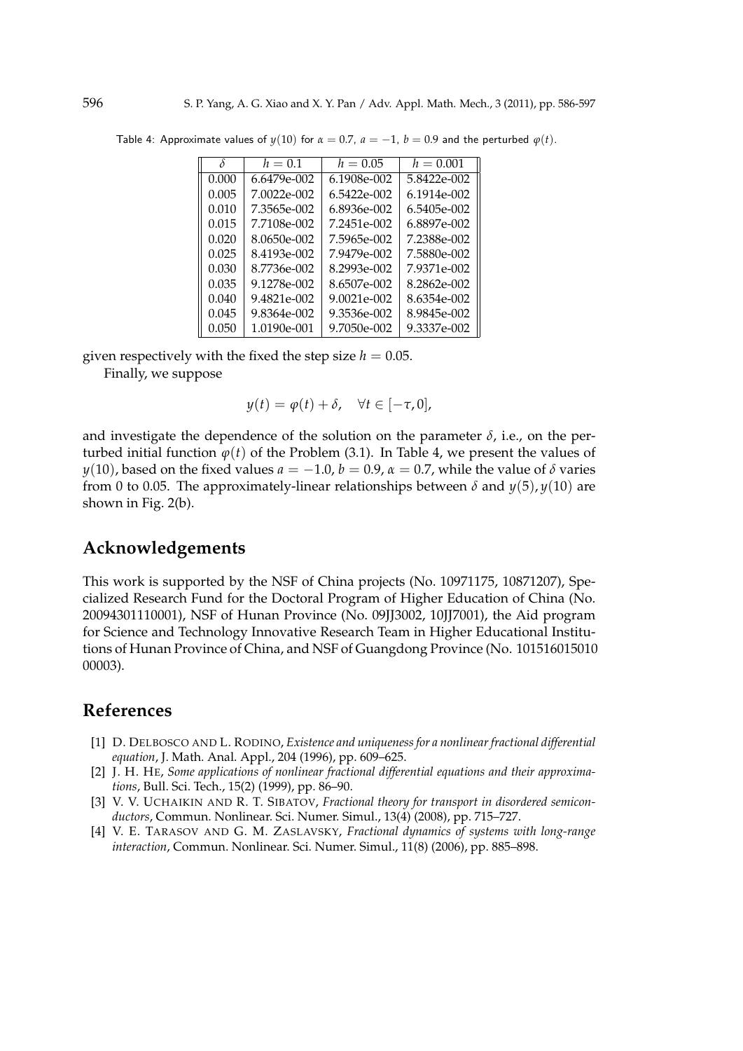Table 4: Approximate values of $y(10)$ for $\alpha = 0.7$, $a = -1$, $b = 0.9$ and the perturbed $\varphi(t)$.

| $\delta$ | $h = 0.1$ | $h = 0.05$ | $h = 0.001$ |
|---|---|---|---|
| 0.000 | 6.6479e-002 | 6.1908e-002 | 5.8422e-002 |
| 0.005 | 7.0022e-002 | 6.5422e-002 | 6.1914e-002 |
| 0.010 | 7.3565e-002 | 6.8936e-002 | 6.5405e-002 |
| 0.015 | 7.7108e-002 | 7.2451e-002 | 6.8897e-002 |
| 0.020 | 8.0650e-002 | 7.5965e-002 | 7.2388e-002 |
| 0.025 | 8.4193e-002 | 7.9479e-002 | 7.5880e-002 |
| 0.030 | 8.7736e-002 | 8.2993e-002 | 7.9371e-002 |
| 0.035 | 9.1278e-002 | 8.6507e-002 | 8.2862e-002 |
| 0.040 | 9.4821e-002 | 9.0021e-002 | 8.6354e-002 |
| 0.045 | 9.8364e-002 | 9.3536e-002 | 8.9845e-002 |
| 0.050 | 1.0190e-001 | 9.7050e-002 | 9.3337e-002 |

given respectively with the fixed the step size $h = 0.05$.

Finally, we suppose

$$y(t) = \varphi(t) + \delta, \quad \forall t \in [-\tau, 0],$$

and investigate the dependence of the solution on the parameter $\delta$, i.e., on the perturbed initial function $\varphi(t)$ of the Problem (3.1). In Table 4, we present the values of $y(10)$, based on the fixed values $a = -1.0$, $b = 0.9$, $\alpha = 0.7$, while the value of $\delta$ varies from 0 to 0.05. The approximately-linear relationships between $\delta$ and $y(5), y(10)$ are shown in Fig. 2(b).

## Acknowledgements

This work is supported by the NSF of China projects (No. 10971175, 10871207), Specialized Research Fund for the Doctoral Program of Higher Education of China (No. 20094301110001), NSF of Hunan Province (No. 09JJ3002, 10JJ7001), the Aid program for Science and Technology Innovative Research Team in Higher Educational Institutions of Hunan Province of China, and NSF of Guangdong Province (No. 101516015010 00003).

## References

- [1] D. Delbosco and L. Rodino, *Existence and uniqueness for a nonlinear fractional differential equation*, J. Math. Anal. Appl., 204 (1996), pp. 609–625.
- [2] J. H. He, *Some applications of nonlinear fractional differential equations and their approximations*, Bull. Sci. Tech., 15(2) (1999), pp. 86–90.
- [3] V. V. Uchaikin and R. T. Sibatov, *Fractional theory for transport in disordered semiconductors*, Commun. Nonlinear. Sci. Numer. Simul., 13(4) (2008), pp. 715–727.
- [4] V. E. Tarasov and G. M. Zaslavsky, *Fractional dynamics of systems with long-range interaction*, Commun. Nonlinear. Sci. Numer. Simul., 11(8) (2006), pp. 885–898.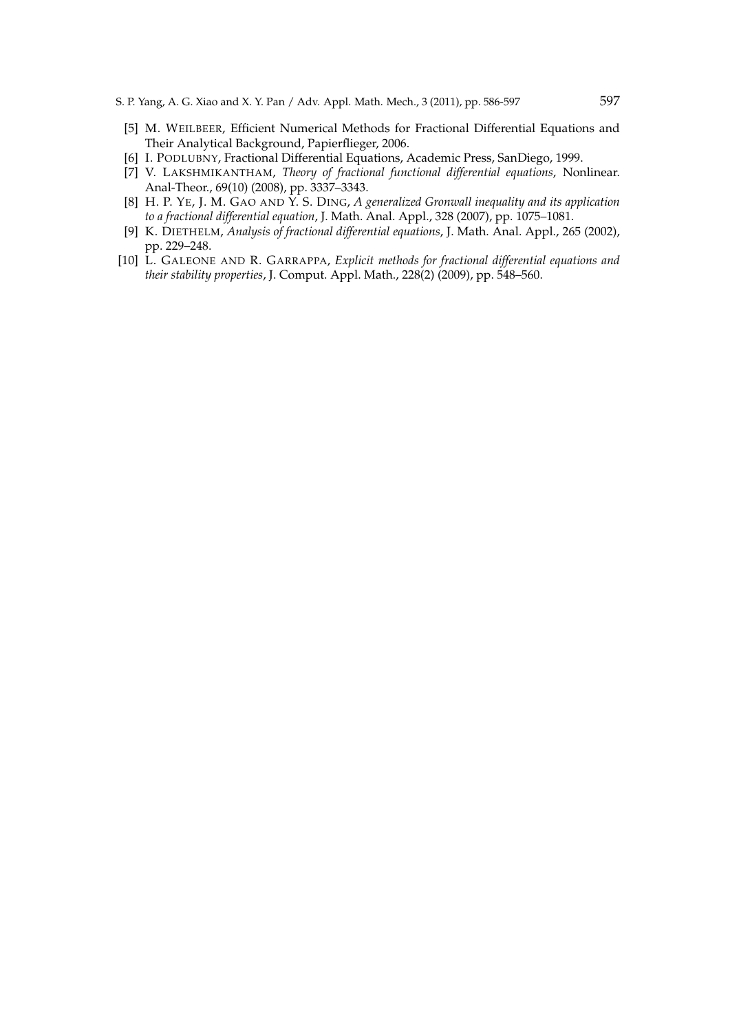[5] M. Weilbeer, Efficient Numerical Methods for Fractional Differential Equations and Their Analytical Background, Papierflieger, 2006.

[6] I. Podlubny, Fractional Differential Equations, Academic Press, SanDiego, 1999.

[7] V. Lakshmikantham, *Theory of fractional functional differential equations*, Nonlinear. Anal-Theor., 69(10) (2008), pp. 3337–3343.

[8] H. P. Ye, J. M. Gao and Y. S. Ding, *A generalized Gronwall inequality and its application to a fractional differential equation*, J. Math. Anal. Appl., 328 (2007), pp. 1075–1081.

[9] K. Diethelm, *Analysis of fractional differential equations*, J. Math. Anal. Appl., 265 (2002), pp. 229–248.

[10] L. Galeone and R. Garrappa, *Explicit methods for fractional differential equations and their stability properties*, J. Comput. Appl. Math., 228(2) (2009), pp. 548–560.